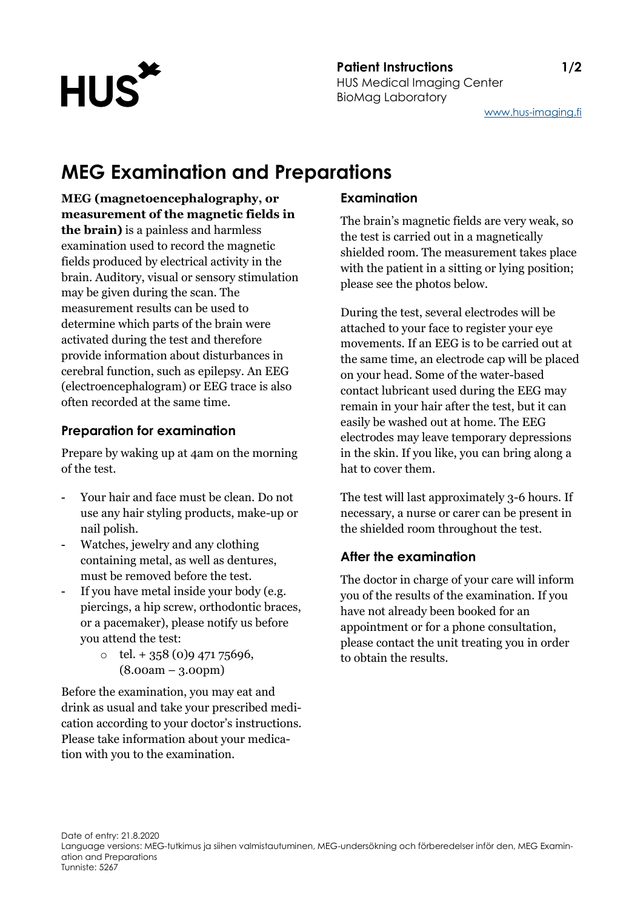**Patient Instructions**
HUS Medical Imaging Center
BioMag Laboratory

www.hus-imaging.fi

# MEG Examination and Preparations

**MEG (magnetoencephalography, or measurement of the magnetic fields in the brain)** is a painless and harmless examination used to record the magnetic fields produced by electrical activity in the brain. Auditory, visual or sensory stimulation may be given during the scan. The measurement results can be used to determine which parts of the brain were activated during the test and therefore provide information about disturbances in cerebral function, such as epilepsy. An EEG (electroencephalogram) or EEG trace is also often recorded at the same time.

## Preparation for examination

Prepare by waking up at 4am on the morning of the test.

- Your hair and face must be clean. Do not use any hair styling products, make-up or nail polish.
- Watches, jewelry and any clothing containing metal, as well as dentures, must be removed before the test.
- If you have metal inside your body (e.g. piercings, a hip screw, orthodontic braces, or a pacemaker), please notify us before you attend the test:
  - tel. + 358 (0)9 471 75696, (8.00am – 3.00pm)

Before the examination, you may eat and drink as usual and take your prescribed medication according to your doctor's instructions. Please take information about your medication with you to the examination.

## Examination

The brain's magnetic fields are very weak, so the test is carried out in a magnetically shielded room. The measurement takes place with the patient in a sitting or lying position; please see the photos below.

During the test, several electrodes will be attached to your face to register your eye movements. If an EEG is to be carried out at the same time, an electrode cap will be placed on your head. Some of the water-based contact lubricant used during the EEG may remain in your hair after the test, but it can easily be washed out at home. The EEG electrodes may leave temporary depressions in the skin. If you like, you can bring along a hat to cover them.

The test will last approximately 3-6 hours. If necessary, a nurse or carer can be present in the shielded room throughout the test.

## After the examination

The doctor in charge of your care will inform you of the results of the examination. If you have not already been booked for an appointment or for a phone consultation, please contact the unit treating you in order to obtain the results.

Date of entry: 21.8.2020
Language versions: MEG-tutkimus ja siihen valmistautuminen, MEG-undersökning och förberedelser inför den, MEG Examination and Preparations
Tunniste: 5267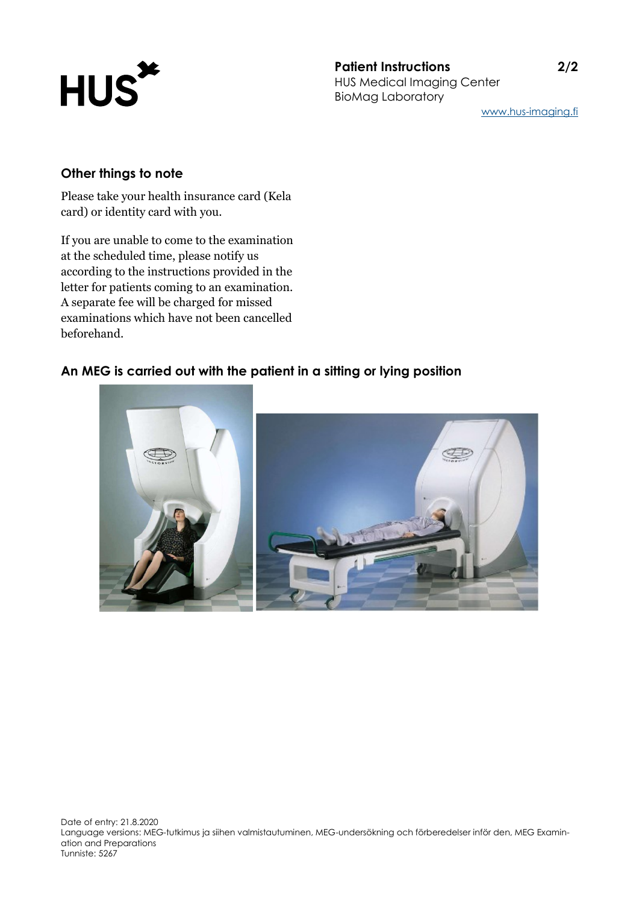## Other things to note

Please take your health insurance card (Kela card) or identity card with you.

If you are unable to come to the examination at the scheduled time, please notify us according to the instructions provided in the letter for patients coming to an examination. A separate fee will be charged for missed examinations which have not been cancelled beforehand.

## An MEG is carried out with the patient in a sitting or lying position

Date of entry: 21.8.2020
Language versions: MEG-tutkimus ja siihen valmistautuminen, MEG-undersökning och förberedelser inför den, MEG Examination and Preparations
Tunniste: 5267